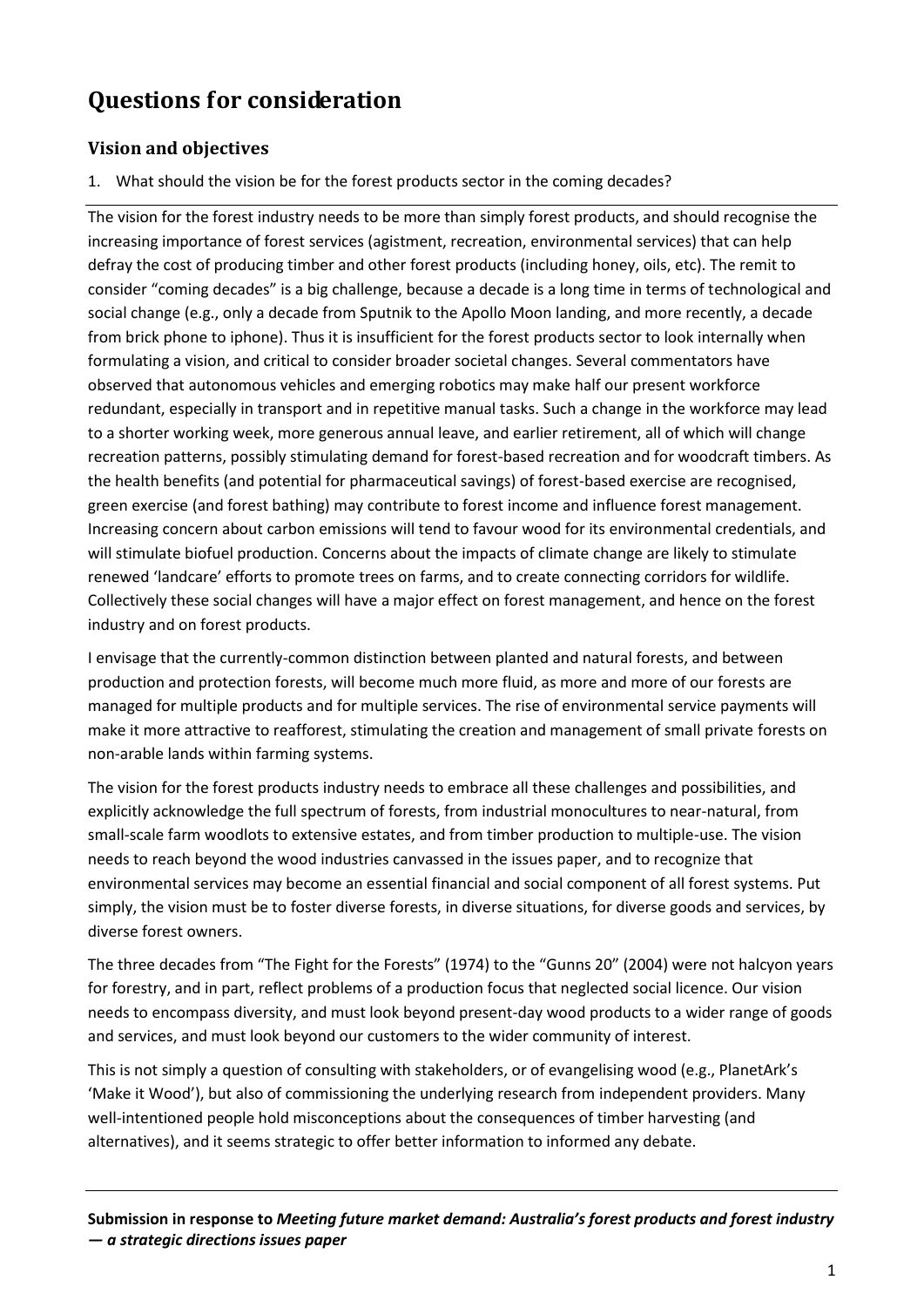# Questions for consideration

## Vision and objectives

1. What should the vision be for the forest products sector in the coming decades?

The vision for the forest industry needs to be more than simply forest products, and should recognise the increasing importance of forest services (agistment, recreation, environmental services) that can help defray the cost of producing timber and other forest products (including honey, oils, etc). The remit to consider "coming decades" is a big challenge, because a decade is a long time in terms of technological and social change (e.g., only a decade from Sputnik to the Apollo Moon landing, and more recently, a decade from brick phone to iphone). Thus it is insufficient for the forest products sector to look internally when formulating a vision, and critical to consider broader societal changes. Several commentators have observed that autonomous vehicles and emerging robotics may make half our present workforce redundant, especially in transport and in repetitive manual tasks. Such a change in the workforce may lead to a shorter working week, more generous annual leave, and earlier retirement, all of which will change recreation patterns, possibly stimulating demand for forest-based recreation and for woodcraft timbers. As the health benefits (and potential for pharmaceutical savings) of forest-based exercise are recognised, green exercise (and forest bathing) may contribute to forest income and influence forest management. Increasing concern about carbon emissions will tend to favour wood for its environmental credentials, and will stimulate biofuel production. Concerns about the impacts of climate change are likely to stimulate renewed 'landcare' efforts to promote trees on farms, and to create connecting corridors for wildlife. Collectively these social changes will have a major effect on forest management, and hence on the forest industry and on forest products.

I envisage that the currently-common distinction between planted and natural forests, and between production and protection forests, will become much more fluid, as more and more of our forests are managed for multiple products and for multiple services. The rise of environmental service payments will make it more attractive to reafforest, stimulating the creation and management of small private forests on non-arable lands within farming systems.

The vision for the forest products industry needs to embrace all these challenges and possibilities, and explicitly acknowledge the full spectrum of forests, from industrial monocultures to near-natural, from small-scale farm woodlots to extensive estates, and from timber production to multiple-use. The vision needs to reach beyond the wood industries canvassed in the issues paper, and to recognize that environmental services may become an essential financial and social component of all forest systems. Put simply, the vision must be to foster diverse forests, in diverse situations, for diverse goods and services, by diverse forest owners.

The three decades from "The Fight for the Forests" (1974) to the "Gunns 20" (2004) were not halcyon years for forestry, and in part, reflect problems of a production focus that neglected social licence. Our vision needs to encompass diversity, and must look beyond present-day wood products to a wider range of goods and services, and must look beyond our customers to the wider community of interest.

This is not simply a question of consulting with stakeholders, or of evangelising wood (e.g., PlanetArk's 'Make it Wood'), but also of commissioning the underlying research from independent providers. Many well-intentioned people hold misconceptions about the consequences of timber harvesting (and alternatives), and it seems strategic to offer better information to informed any debate.

**Submission in response to *Meeting future market demand: Australia's forest products and forest industry — a strategic directions issues paper***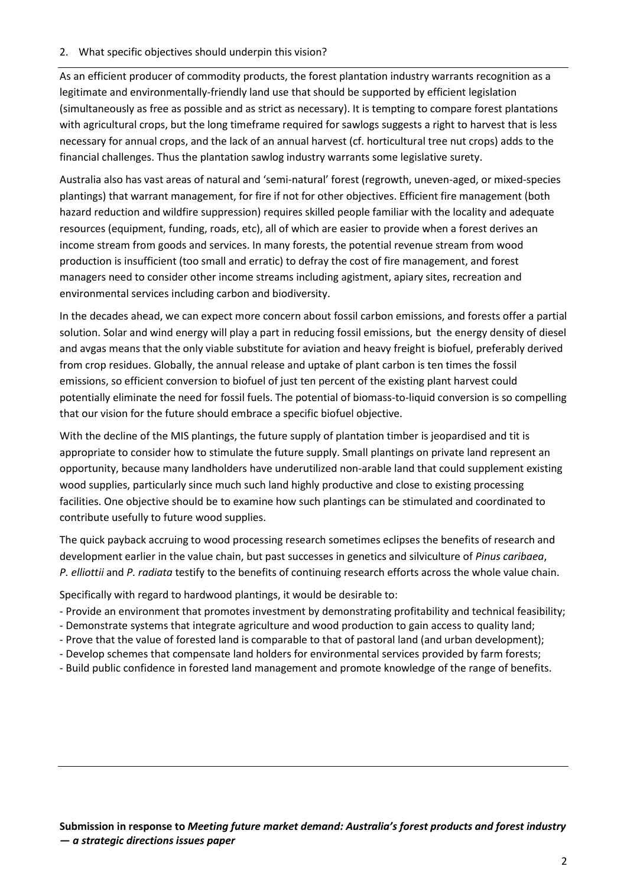2. What specific objectives should underpin this vision?

As an efficient producer of commodity products, the forest plantation industry warrants recognition as a legitimate and environmentally-friendly land use that should be supported by efficient legislation (simultaneously as free as possible and as strict as necessary). It is tempting to compare forest plantations with agricultural crops, but the long timeframe required for sawlogs suggests a right to harvest that is less necessary for annual crops, and the lack of an annual harvest (cf. horticultural tree nut crops) adds to the financial challenges. Thus the plantation sawlog industry warrants some legislative surety.

Australia also has vast areas of natural and 'semi-natural' forest (regrowth, uneven-aged, or mixed-species plantings) that warrant management, for fire if not for other objectives. Efficient fire management (both hazard reduction and wildfire suppression) requires skilled people familiar with the locality and adequate resources (equipment, funding, roads, etc), all of which are easier to provide when a forest derives an income stream from goods and services. In many forests, the potential revenue stream from wood production is insufficient (too small and erratic) to defray the cost of fire management, and forest managers need to consider other income streams including agistment, apiary sites, recreation and environmental services including carbon and biodiversity.

In the decades ahead, we can expect more concern about fossil carbon emissions, and forests offer a partial solution. Solar and wind energy will play a part in reducing fossil emissions, but the energy density of diesel and avgas means that the only viable substitute for aviation and heavy freight is biofuel, preferably derived from crop residues. Globally, the annual release and uptake of plant carbon is ten times the fossil emissions, so efficient conversion to biofuel of just ten percent of the existing plant harvest could potentially eliminate the need for fossil fuels. The potential of biomass-to-liquid conversion is so compelling that our vision for the future should embrace a specific biofuel objective.

With the decline of the MIS plantings, the future supply of plantation timber is jeopardised and tit is appropriate to consider how to stimulate the future supply. Small plantings on private land represent an opportunity, because many landholders have underutilized non-arable land that could supplement existing wood supplies, particularly since much such land highly productive and close to existing processing facilities. One objective should be to examine how such plantings can be stimulated and coordinated to contribute usefully to future wood supplies.

The quick payback accruing to wood processing research sometimes eclipses the benefits of research and development earlier in the value chain, but past successes in genetics and silviculture of *Pinus caribaea*, *P. elliottii* and *P. radiata* testify to the benefits of continuing research efforts across the whole value chain.

Specifically with regard to hardwood plantings, it would be desirable to:

- Provide an environment that promotes investment by demonstrating profitability and technical feasibility;
- Demonstrate systems that integrate agriculture and wood production to gain access to quality land;
- Prove that the value of forested land is comparable to that of pastoral land (and urban development);
- Develop schemes that compensate land holders for environmental services provided by farm forests;
- Build public confidence in forested land management and promote knowledge of the range of benefits.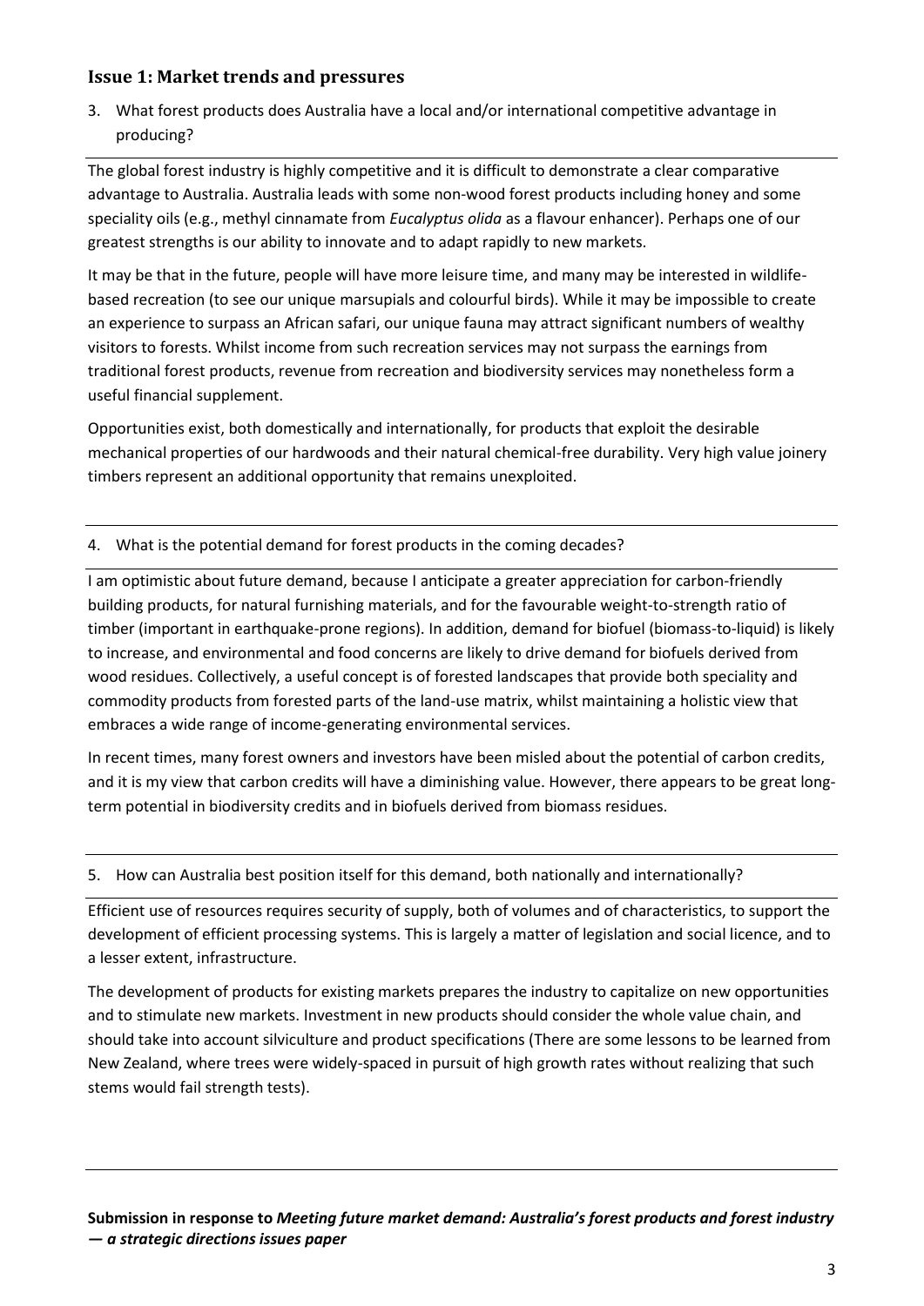## Issue 1: Market trends and pressures

3. What forest products does Australia have a local and/or international competitive advantage in producing?

The global forest industry is highly competitive and it is difficult to demonstrate a clear comparative advantage to Australia. Australia leads with some non-wood forest products including honey and some speciality oils (e.g., methyl cinnamate from *Eucalyptus olida* as a flavour enhancer). Perhaps one of our greatest strengths is our ability to innovate and to adapt rapidly to new markets.

It may be that in the future, people will have more leisure time, and many may be interested in wildlife-based recreation (to see our unique marsupials and colourful birds). While it may be impossible to create an experience to surpass an African safari, our unique fauna may attract significant numbers of wealthy visitors to forests. Whilst income from such recreation services may not surpass the earnings from traditional forest products, revenue from recreation and biodiversity services may nonetheless form a useful financial supplement.

Opportunities exist, both domestically and internationally, for products that exploit the desirable mechanical properties of our hardwoods and their natural chemical-free durability. Very high value joinery timbers represent an additional opportunity that remains unexploited.

4. What is the potential demand for forest products in the coming decades?

I am optimistic about future demand, because I anticipate a greater appreciation for carbon-friendly building products, for natural furnishing materials, and for the favourable weight-to-strength ratio of timber (important in earthquake-prone regions). In addition, demand for biofuel (biomass-to-liquid) is likely to increase, and environmental and food concerns are likely to drive demand for biofuels derived from wood residues. Collectively, a useful concept is of forested landscapes that provide both speciality and commodity products from forested parts of the land-use matrix, whilst maintaining a holistic view that embraces a wide range of income-generating environmental services.

In recent times, many forest owners and investors have been misled about the potential of carbon credits, and it is my view that carbon credits will have a diminishing value. However, there appears to be great long-term potential in biodiversity credits and in biofuels derived from biomass residues.

5. How can Australia best position itself for this demand, both nationally and internationally?

Efficient use of resources requires security of supply, both of volumes and of characteristics, to support the development of efficient processing systems. This is largely a matter of legislation and social licence, and to a lesser extent, infrastructure.

The development of products for existing markets prepares the industry to capitalize on new opportunities and to stimulate new markets. Investment in new products should consider the whole value chain, and should take into account silviculture and product specifications (There are some lessons to be learned from New Zealand, where trees were widely-spaced in pursuit of high growth rates without realizing that such stems would fail strength tests).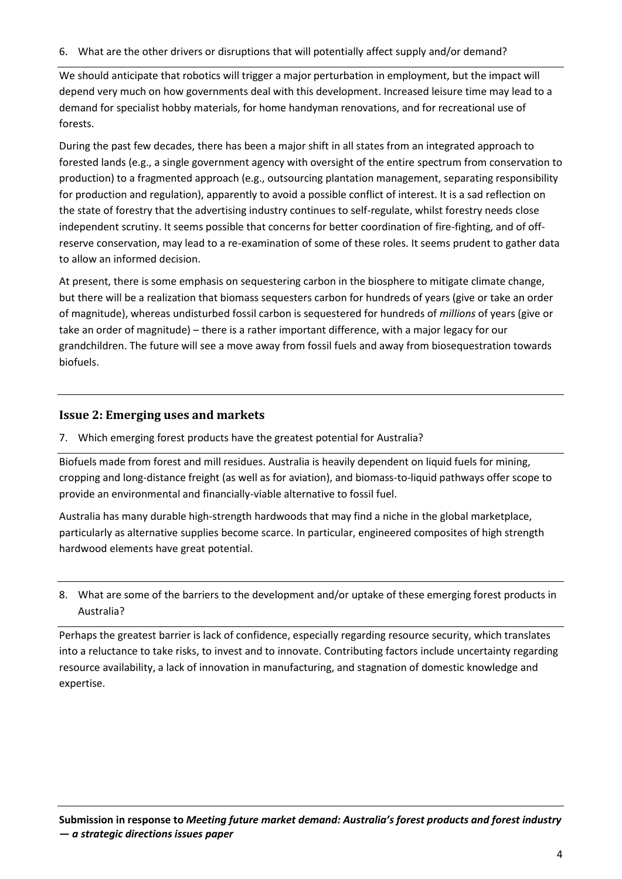6. What are the other drivers or disruptions that will potentially affect supply and/or demand?

We should anticipate that robotics will trigger a major perturbation in employment, but the impact will depend very much on how governments deal with this development. Increased leisure time may lead to a demand for specialist hobby materials, for home handyman renovations, and for recreational use of forests.

During the past few decades, there has been a major shift in all states from an integrated approach to forested lands (e.g., a single government agency with oversight of the entire spectrum from conservation to production) to a fragmented approach (e.g., outsourcing plantation management, separating responsibility for production and regulation), apparently to avoid a possible conflict of interest. It is a sad reflection on the state of forestry that the advertising industry continues to self-regulate, whilst forestry needs close independent scrutiny. It seems possible that concerns for better coordination of fire-fighting, and of off-reserve conservation, may lead to a re-examination of some of these roles. It seems prudent to gather data to allow an informed decision.

At present, there is some emphasis on sequestering carbon in the biosphere to mitigate climate change, but there will be a realization that biomass sequesters carbon for hundreds of years (give or take an order of magnitude), whereas undisturbed fossil carbon is sequestered for hundreds of *millions* of years (give or take an order of magnitude) – there is a rather important difference, with a major legacy for our grandchildren. The future will see a move away from fossil fuels and away from biosequestration towards biofuels.

## Issue 2: Emerging uses and markets

7. Which emerging forest products have the greatest potential for Australia?

Biofuels made from forest and mill residues. Australia is heavily dependent on liquid fuels for mining, cropping and long-distance freight (as well as for aviation), and biomass-to-liquid pathways offer scope to provide an environmental and financially-viable alternative to fossil fuel.

Australia has many durable high-strength hardwoods that may find a niche in the global marketplace, particularly as alternative supplies become scarce. In particular, engineered composites of high strength hardwood elements have great potential.

8. What are some of the barriers to the development and/or uptake of these emerging forest products in Australia?

Perhaps the greatest barrier is lack of confidence, especially regarding resource security, which translates into a reluctance to take risks, to invest and to innovate. Contributing factors include uncertainty regarding resource availability, a lack of innovation in manufacturing, and stagnation of domestic knowledge and expertise.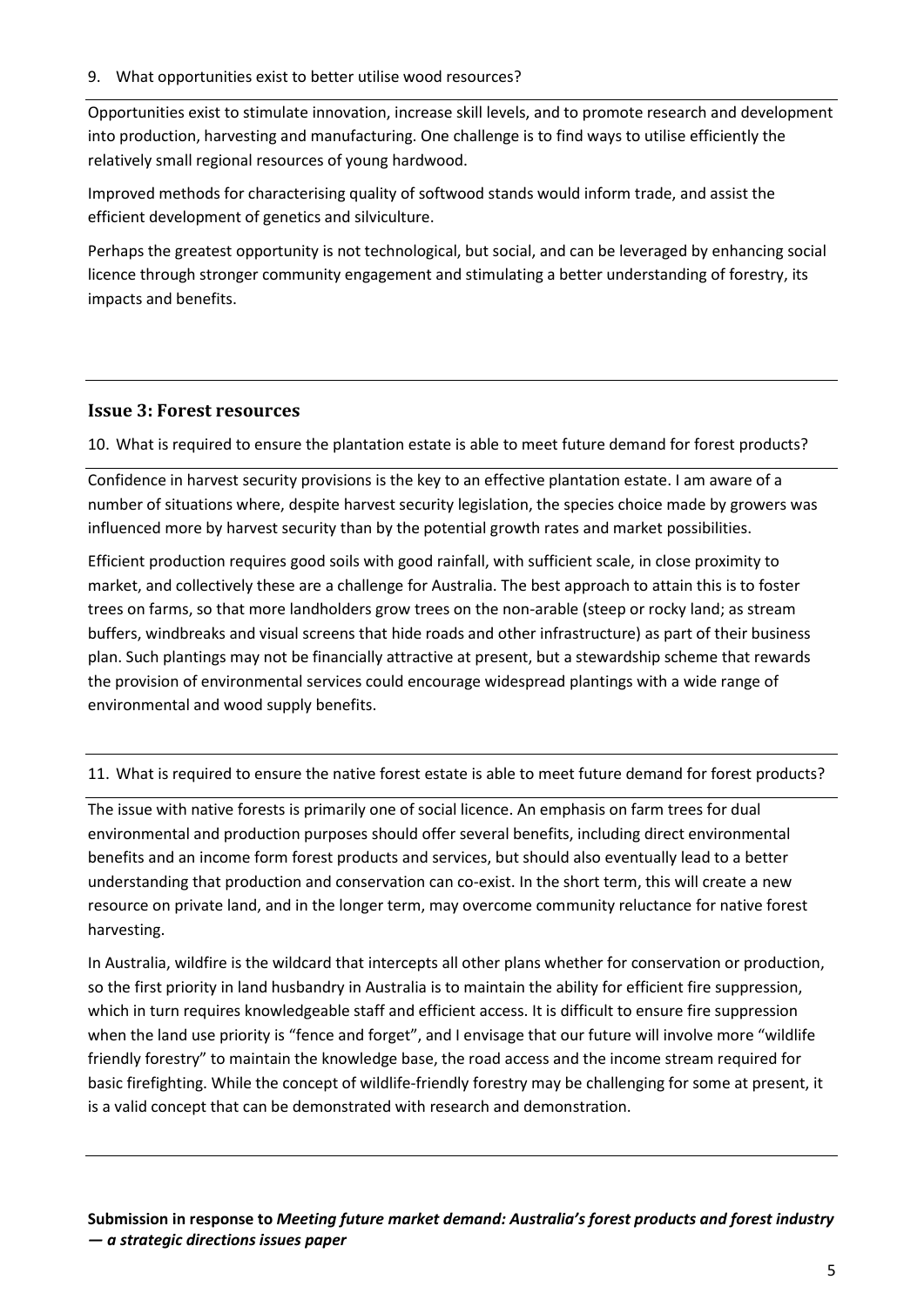9. What opportunities exist to better utilise wood resources?

Opportunities exist to stimulate innovation, increase skill levels, and to promote research and development into production, harvesting and manufacturing. One challenge is to find ways to utilise efficiently the relatively small regional resources of young hardwood.

Improved methods for characterising quality of softwood stands would inform trade, and assist the efficient development of genetics and silviculture.

Perhaps the greatest opportunity is not technological, but social, and can be leveraged by enhancing social licence through stronger community engagement and stimulating a better understanding of forestry, its impacts and benefits.

## Issue 3: Forest resources

10. What is required to ensure the plantation estate is able to meet future demand for forest products?

Confidence in harvest security provisions is the key to an effective plantation estate. I am aware of a number of situations where, despite harvest security legislation, the species choice made by growers was influenced more by harvest security than by the potential growth rates and market possibilities.

Efficient production requires good soils with good rainfall, with sufficient scale, in close proximity to market, and collectively these are a challenge for Australia. The best approach to attain this is to foster trees on farms, so that more landholders grow trees on the non-arable (steep or rocky land; as stream buffers, windbreaks and visual screens that hide roads and other infrastructure) as part of their business plan. Such plantings may not be financially attractive at present, but a stewardship scheme that rewards the provision of environmental services could encourage widespread plantings with a wide range of environmental and wood supply benefits.

11. What is required to ensure the native forest estate is able to meet future demand for forest products?

The issue with native forests is primarily one of social licence. An emphasis on farm trees for dual environmental and production purposes should offer several benefits, including direct environmental benefits and an income form forest products and services, but should also eventually lead to a better understanding that production and conservation can co-exist. In the short term, this will create a new resource on private land, and in the longer term, may overcome community reluctance for native forest harvesting.

In Australia, wildfire is the wildcard that intercepts all other plans whether for conservation or production, so the first priority in land husbandry in Australia is to maintain the ability for efficient fire suppression, which in turn requires knowledgeable staff and efficient access. It is difficult to ensure fire suppression when the land use priority is "fence and forget", and I envisage that our future will involve more "wildlife friendly forestry" to maintain the knowledge base, the road access and the income stream required for basic firefighting. While the concept of wildlife-friendly forestry may be challenging for some at present, it is a valid concept that can be demonstrated with research and demonstration.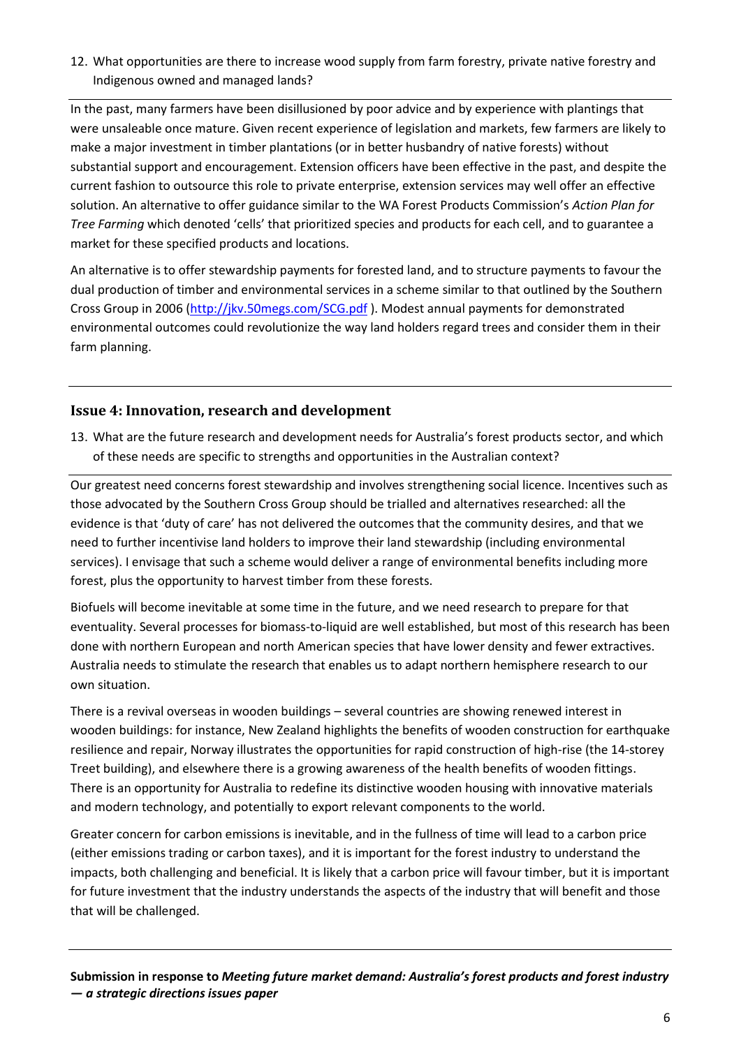12. What opportunities are there to increase wood supply from farm forestry, private native forestry and Indigenous owned and managed lands?

In the past, many farmers have been disillusioned by poor advice and by experience with plantings that were unsaleable once mature. Given recent experience of legislation and markets, few farmers are likely to make a major investment in timber plantations (or in better husbandry of native forests) without substantial support and encouragement. Extension officers have been effective in the past, and despite the current fashion to outsource this role to private enterprise, extension services may well offer an effective solution. An alternative to offer guidance similar to the WA Forest Products Commission's *Action Plan for Tree Farming* which denoted 'cells' that prioritized species and products for each cell, and to guarantee a market for these specified products and locations.

An alternative is to offer stewardship payments for forested land, and to structure payments to favour the dual production of timber and environmental services in a scheme similar to that outlined by the Southern Cross Group in 2006 (http://jkv.50megs.com/SCG.pdf ). Modest annual payments for demonstrated environmental outcomes could revolutionize the way land holders regard trees and consider them in their farm planning.

## Issue 4: Innovation, research and development

13. What are the future research and development needs for Australia's forest products sector, and which of these needs are specific to strengths and opportunities in the Australian context?

Our greatest need concerns forest stewardship and involves strengthening social licence. Incentives such as those advocated by the Southern Cross Group should be trialled and alternatives researched: all the evidence is that 'duty of care' has not delivered the outcomes that the community desires, and that we need to further incentivise land holders to improve their land stewardship (including environmental services). I envisage that such a scheme would deliver a range of environmental benefits including more forest, plus the opportunity to harvest timber from these forests.

Biofuels will become inevitable at some time in the future, and we need research to prepare for that eventuality. Several processes for biomass-to-liquid are well established, but most of this research has been done with northern European and north American species that have lower density and fewer extractives. Australia needs to stimulate the research that enables us to adapt northern hemisphere research to our own situation.

There is a revival overseas in wooden buildings – several countries are showing renewed interest in wooden buildings: for instance, New Zealand highlights the benefits of wooden construction for earthquake resilience and repair, Norway illustrates the opportunities for rapid construction of high-rise (the 14-storey Treet building), and elsewhere there is a growing awareness of the health benefits of wooden fittings. There is an opportunity for Australia to redefine its distinctive wooden housing with innovative materials and modern technology, and potentially to export relevant components to the world.

Greater concern for carbon emissions is inevitable, and in the fullness of time will lead to a carbon price (either emissions trading or carbon taxes), and it is important for the forest industry to understand the impacts, both challenging and beneficial. It is likely that a carbon price will favour timber, but it is important for future investment that the industry understands the aspects of the industry that will benefit and those that will be challenged.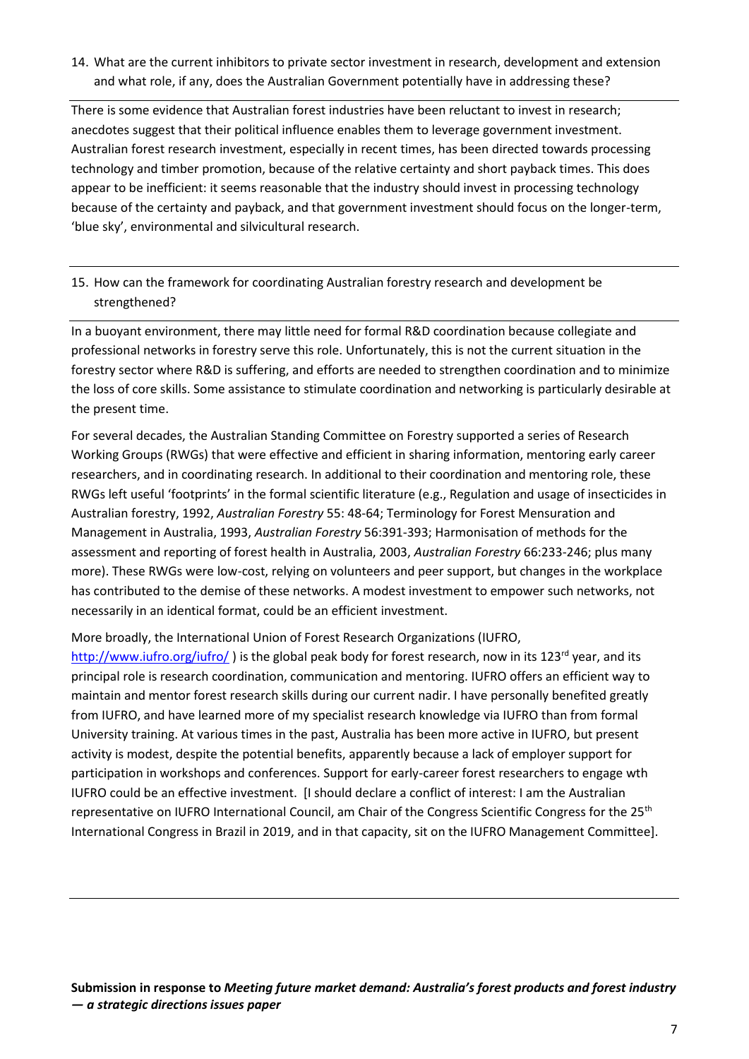14. What are the current inhibitors to private sector investment in research, development and extension and what role, if any, does the Australian Government potentially have in addressing these?

There is some evidence that Australian forest industries have been reluctant to invest in research; anecdotes suggest that their political influence enables them to leverage government investment. Australian forest research investment, especially in recent times, has been directed towards processing technology and timber promotion, because of the relative certainty and short payback times. This does appear to be inefficient: it seems reasonable that the industry should invest in processing technology because of the certainty and payback, and that government investment should focus on the longer-term, 'blue sky', environmental and silvicultural research.

15. How can the framework for coordinating Australian forestry research and development be strengthened?

In a buoyant environment, there may little need for formal R&D coordination because collegiate and professional networks in forestry serve this role. Unfortunately, this is not the current situation in the forestry sector where R&D is suffering, and efforts are needed to strengthen coordination and to minimize the loss of core skills. Some assistance to stimulate coordination and networking is particularly desirable at the present time.

For several decades, the Australian Standing Committee on Forestry supported a series of Research Working Groups (RWGs) that were effective and efficient in sharing information, mentoring early career researchers, and in coordinating research. In additional to their coordination and mentoring role, these RWGs left useful 'footprints' in the formal scientific literature (e.g., Regulation and usage of insecticides in Australian forestry, 1992, *Australian Forestry* 55: 48-64; Terminology for Forest Mensuration and Management in Australia, 1993, *Australian Forestry* 56:391-393; Harmonisation of methods for the assessment and reporting of forest health in Australia, 2003, *Australian Forestry* 66:233-246; plus many more). These RWGs were low-cost, relying on volunteers and peer support, but changes in the workplace has contributed to the demise of these networks. A modest investment to empower such networks, not necessarily in an identical format, could be an efficient investment.

More broadly, the International Union of Forest Research Organizations (IUFRO, http://www.iufro.org/iufro/ ) is the global peak body for forest research, now in its 123rd year, and its principal role is research coordination, communication and mentoring. IUFRO offers an efficient way to maintain and mentor forest research skills during our current nadir. I have personally benefited greatly from IUFRO, and have learned more of my specialist research knowledge via IUFRO than from formal University training. At various times in the past, Australia has been more active in IUFRO, but present activity is modest, despite the potential benefits, apparently because a lack of employer support for participation in workshops and conferences. Support for early-career forest researchers to engage wth IUFRO could be an effective investment. [I should declare a conflict of interest: I am the Australian representative on IUFRO International Council, am Chair of the Congress Scientific Congress for the 25th International Congress in Brazil in 2019, and in that capacity, sit on the IUFRO Management Committee].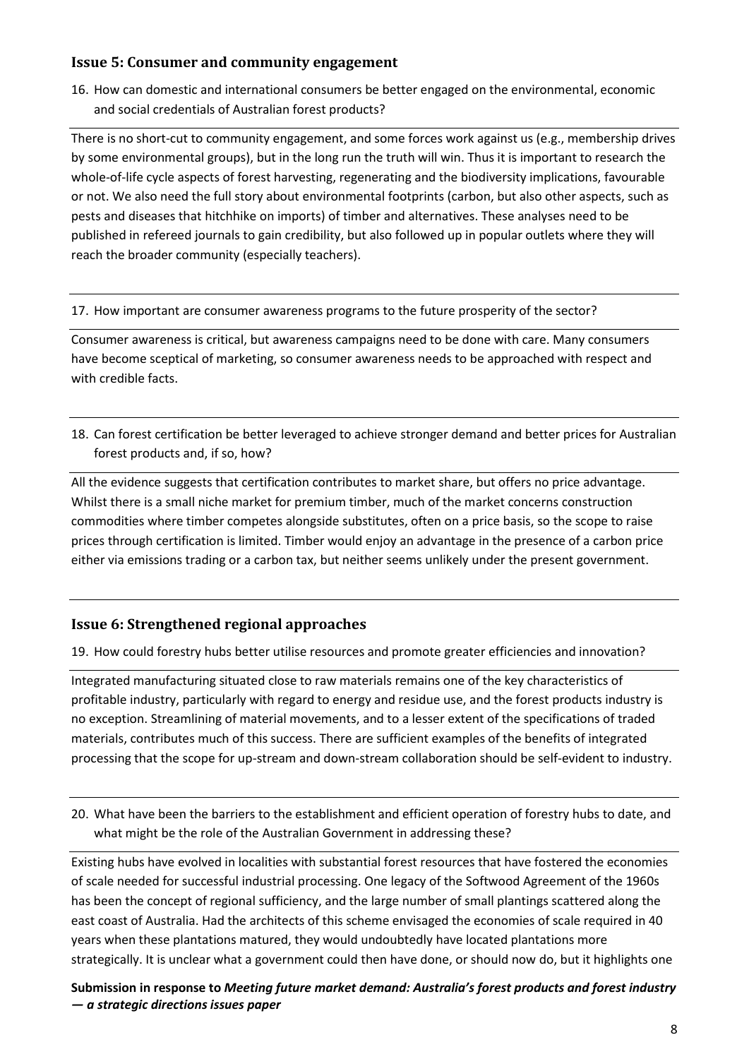## Issue 5: Consumer and community engagement

16. How can domestic and international consumers be better engaged on the environmental, economic and social credentials of Australian forest products?

There is no short-cut to community engagement, and some forces work against us (e.g., membership drives by some environmental groups), but in the long run the truth will win. Thus it is important to research the whole-of-life cycle aspects of forest harvesting, regenerating and the biodiversity implications, favourable or not. We also need the full story about environmental footprints (carbon, but also other aspects, such as pests and diseases that hitchhike on imports) of timber and alternatives. These analyses need to be published in refereed journals to gain credibility, but also followed up in popular outlets where they will reach the broader community (especially teachers).

17. How important are consumer awareness programs to the future prosperity of the sector?

Consumer awareness is critical, but awareness campaigns need to be done with care. Many consumers have become sceptical of marketing, so consumer awareness needs to be approached with respect and with credible facts.

18. Can forest certification be better leveraged to achieve stronger demand and better prices for Australian forest products and, if so, how?

All the evidence suggests that certification contributes to market share, but offers no price advantage. Whilst there is a small niche market for premium timber, much of the market concerns construction commodities where timber competes alongside substitutes, often on a price basis, so the scope to raise prices through certification is limited. Timber would enjoy an advantage in the presence of a carbon price either via emissions trading or a carbon tax, but neither seems unlikely under the present government.

## Issue 6: Strengthened regional approaches

19. How could forestry hubs better utilise resources and promote greater efficiencies and innovation?

Integrated manufacturing situated close to raw materials remains one of the key characteristics of profitable industry, particularly with regard to energy and residue use, and the forest products industry is no exception. Streamlining of material movements, and to a lesser extent of the specifications of traded materials, contributes much of this success. There are sufficient examples of the benefits of integrated processing that the scope for up-stream and down-stream collaboration should be self-evident to industry.

20. What have been the barriers to the establishment and efficient operation of forestry hubs to date, and what might be the role of the Australian Government in addressing these?

Existing hubs have evolved in localities with substantial forest resources that have fostered the economies of scale needed for successful industrial processing. One legacy of the Softwood Agreement of the 1960s has been the concept of regional sufficiency, and the large number of small plantings scattered along the east coast of Australia. Had the architects of this scheme envisaged the economies of scale required in 40 years when these plantations matured, they would undoubtedly have located plantations more strategically. It is unclear what a government could then have done, or should now do, but it highlights one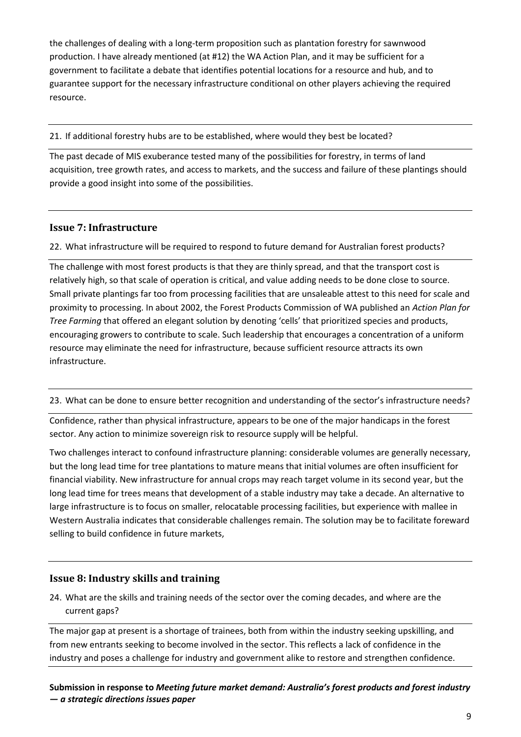the challenges of dealing with a long-term proposition such as plantation forestry for sawnwood production. I have already mentioned (at #12) the WA Action Plan, and it may be sufficient for a government to facilitate a debate that identifies potential locations for a resource and hub, and to guarantee support for the necessary infrastructure conditional on other players achieving the required resource.

21. If additional forestry hubs are to be established, where would they best be located?

The past decade of MIS exuberance tested many of the possibilities for forestry, in terms of land acquisition, tree growth rates, and access to markets, and the success and failure of these plantings should provide a good insight into some of the possibilities.

## Issue 7: Infrastructure

22. What infrastructure will be required to respond to future demand for Australian forest products?

The challenge with most forest products is that they are thinly spread, and that the transport cost is relatively high, so that scale of operation is critical, and value adding needs to be done close to source. Small private plantings far too from processing facilities that are unsaleable attest to this need for scale and proximity to processing. In about 2002, the Forest Products Commission of WA published an *Action Plan for Tree Farming* that offered an elegant solution by denoting 'cells' that prioritized species and products, encouraging growers to contribute to scale. Such leadership that encourages a concentration of a uniform resource may eliminate the need for infrastructure, because sufficient resource attracts its own infrastructure.

23. What can be done to ensure better recognition and understanding of the sector's infrastructure needs?

Confidence, rather than physical infrastructure, appears to be one of the major handicaps in the forest sector. Any action to minimize sovereign risk to resource supply will be helpful.

Two challenges interact to confound infrastructure planning: considerable volumes are generally necessary, but the long lead time for tree plantations to mature means that initial volumes are often insufficient for financial viability. New infrastructure for annual crops may reach target volume in its second year, but the long lead time for trees means that development of a stable industry may take a decade. An alternative to large infrastructure is to focus on smaller, relocatable processing facilities, but experience with mallee in Western Australia indicates that considerable challenges remain. The solution may be to facilitate foreward selling to build confidence in future markets,

## Issue 8: Industry skills and training

24. What are the skills and training needs of the sector over the coming decades, and where are the current gaps?

The major gap at present is a shortage of trainees, both from within the industry seeking upskilling, and from new entrants seeking to become involved in the sector. This reflects a lack of confidence in the industry and poses a challenge for industry and government alike to restore and strengthen confidence.

**Submission in response to *Meeting future market demand: Australia's forest products and forest industry — a strategic directions issues paper***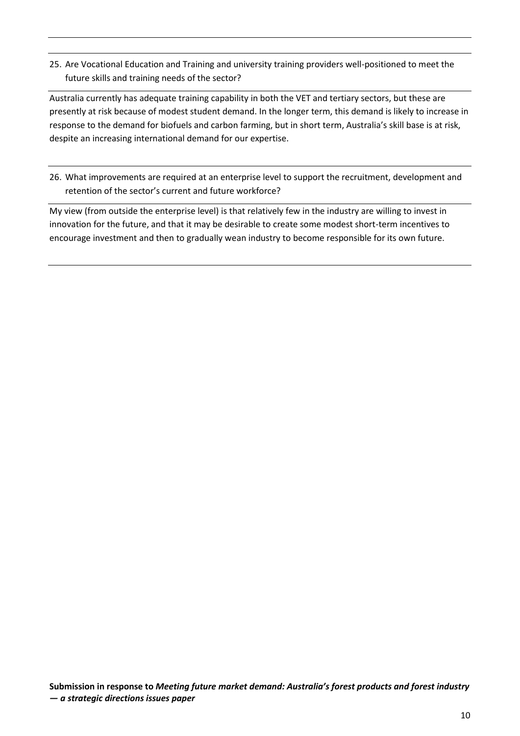25. Are Vocational Education and Training and university training providers well-positioned to meet the future skills and training needs of the sector?

Australia currently has adequate training capability in both the VET and tertiary sectors, but these are presently at risk because of modest student demand. In the longer term, this demand is likely to increase in response to the demand for biofuels and carbon farming, but in short term, Australia's skill base is at risk, despite an increasing international demand for our expertise.

26. What improvements are required at an enterprise level to support the recruitment, development and retention of the sector's current and future workforce?

My view (from outside the enterprise level) is that relatively few in the industry are willing to invest in innovation for the future, and that it may be desirable to create some modest short-term incentives to encourage investment and then to gradually wean industry to become responsible for its own future.

**Submission in response to *Meeting future market demand: Australia's forest products and forest industry — a strategic directions issues paper***